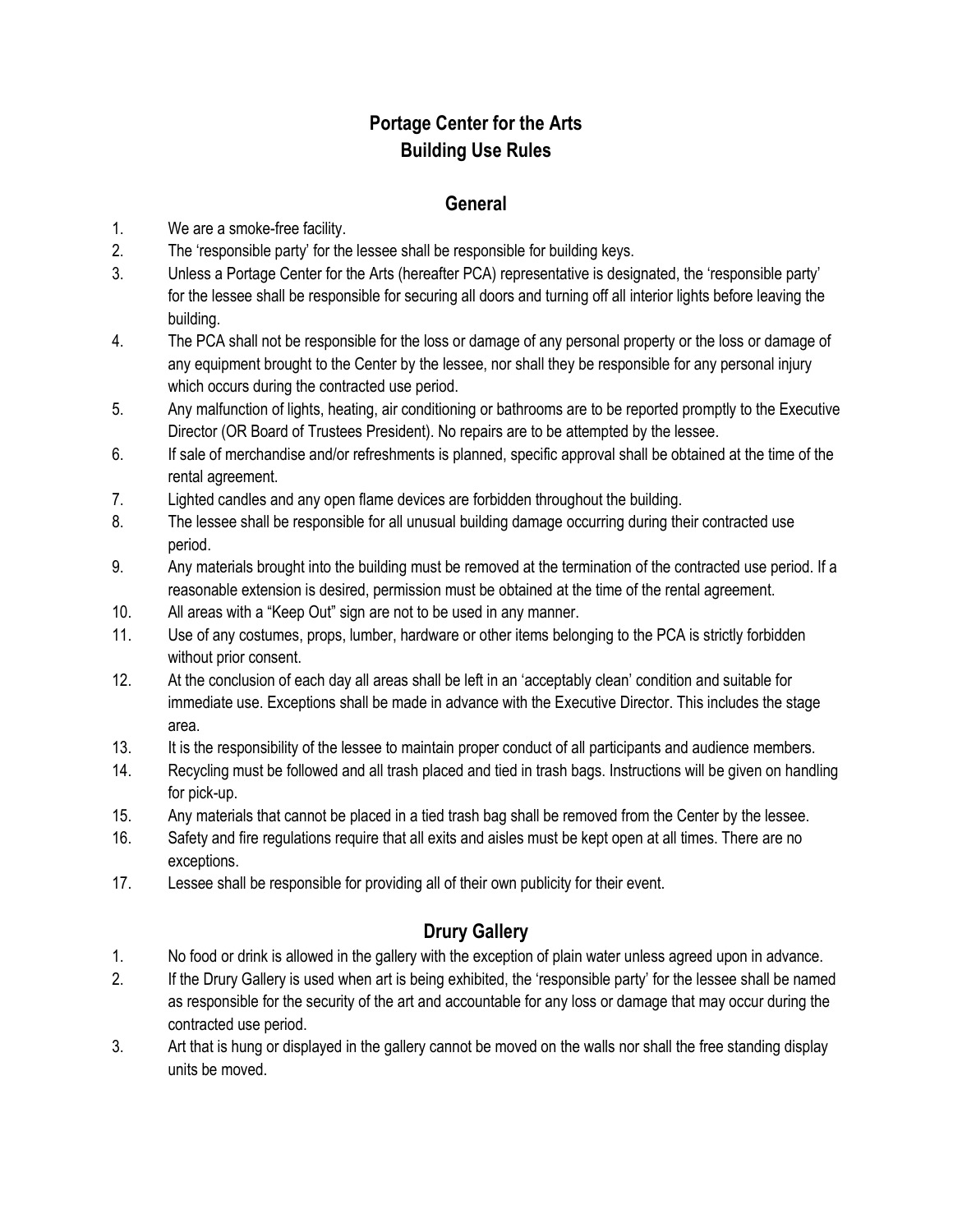# Portage Center for the Arts
# Building Use Rules

## General

1. We are a smoke-free facility.
2. The 'responsible party' for the lessee shall be responsible for building keys.
3. Unless a Portage Center for the Arts (hereafter PCA) representative is designated, the 'responsible party' for the lessee shall be responsible for securing all doors and turning off all interior lights before leaving the building.
4. The PCA shall not be responsible for the loss or damage of any personal property or the loss or damage of any equipment brought to the Center by the lessee, nor shall they be responsible for any personal injury which occurs during the contracted use period.
5. Any malfunction of lights, heating, air conditioning or bathrooms are to be reported promptly to the Executive Director (OR Board of Trustees President). No repairs are to be attempted by the lessee.
6. If sale of merchandise and/or refreshments is planned, specific approval shall be obtained at the time of the rental agreement.
7. Lighted candles and any open flame devices are forbidden throughout the building.
8. The lessee shall be responsible for all unusual building damage occurring during their contracted use period.
9. Any materials brought into the building must be removed at the termination of the contracted use period. If a reasonable extension is desired, permission must be obtained at the time of the rental agreement.
10. All areas with a "Keep Out" sign are not to be used in any manner.
11. Use of any costumes, props, lumber, hardware or other items belonging to the PCA is strictly forbidden without prior consent.
12. At the conclusion of each day all areas shall be left in an 'acceptably clean' condition and suitable for immediate use. Exceptions shall be made in advance with the Executive Director. This includes the stage area.
13. It is the responsibility of the lessee to maintain proper conduct of all participants and audience members.
14. Recycling must be followed and all trash placed and tied in trash bags. Instructions will be given on handling for pick-up.
15. Any materials that cannot be placed in a tied trash bag shall be removed from the Center by the lessee.
16. Safety and fire regulations require that all exits and aisles must be kept open at all times. There are no exceptions.
17. Lessee shall be responsible for providing all of their own publicity for their event.

## Drury Gallery

1. No food or drink is allowed in the gallery with the exception of plain water unless agreed upon in advance.
2. If the Drury Gallery is used when art is being exhibited, the 'responsible party' for the lessee shall be named as responsible for the security of the art and accountable for any loss or damage that may occur during the contracted use period.
3. Art that is hung or displayed in the gallery cannot be moved on the walls nor shall the free standing display units be moved.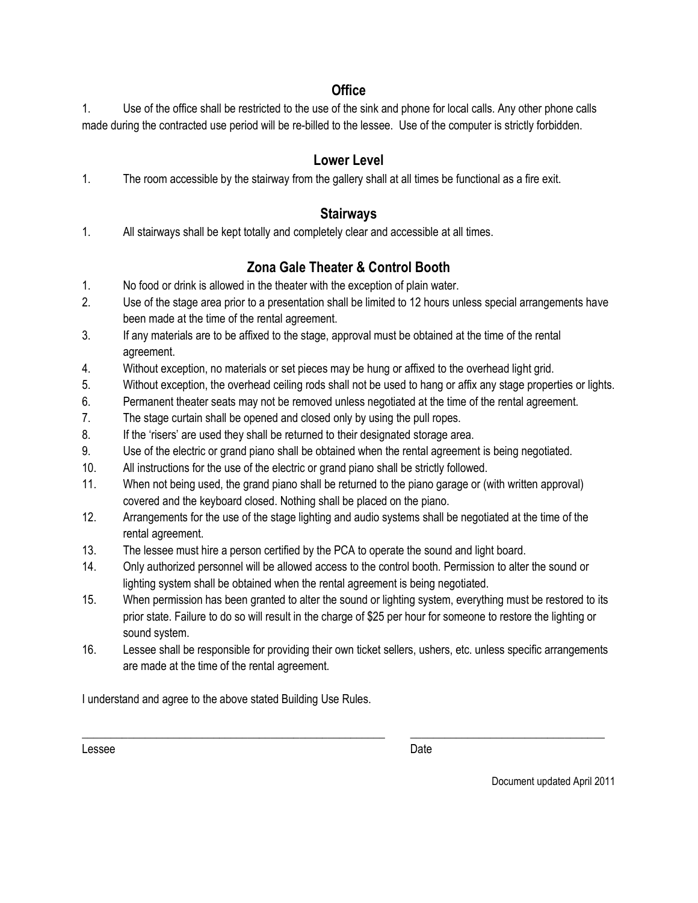## Office

1. Use of the office shall be restricted to the use of the sink and phone for local calls. Any other phone calls made during the contracted use period will be re-billed to the lessee. Use of the computer is strictly forbidden.

## Lower Level

1. The room accessible by the stairway from the gallery shall at all times be functional as a fire exit.

## Stairways

1. All stairways shall be kept totally and completely clear and accessible at all times.

## Zona Gale Theater & Control Booth

1. No food or drink is allowed in the theater with the exception of plain water.
2. Use of the stage area prior to a presentation shall be limited to 12 hours unless special arrangements have been made at the time of the rental agreement.
3. If any materials are to be affixed to the stage, approval must be obtained at the time of the rental agreement.
4. Without exception, no materials or set pieces may be hung or affixed to the overhead light grid.
5. Without exception, the overhead ceiling rods shall not be used to hang or affix any stage properties or lights.
6. Permanent theater seats may not be removed unless negotiated at the time of the rental agreement.
7. The stage curtain shall be opened and closed only by using the pull ropes.
8. If the 'risers' are used they shall be returned to their designated storage area.
9. Use of the electric or grand piano shall be obtained when the rental agreement is being negotiated.
10. All instructions for the use of the electric or grand piano shall be strictly followed.
11. When not being used, the grand piano shall be returned to the piano garage or (with written approval) covered and the keyboard closed. Nothing shall be placed on the piano.
12. Arrangements for the use of the stage lighting and audio systems shall be negotiated at the time of the rental agreement.
13. The lessee must hire a person certified by the PCA to operate the sound and light board.
14. Only authorized personnel will be allowed access to the control booth. Permission to alter the sound or lighting system shall be obtained when the rental agreement is being negotiated.
15. When permission has been granted to alter the sound or lighting system, everything must be restored to its prior state. Failure to do so will result in the charge of $25 per hour for someone to restore the lighting or sound system.
16. Lessee shall be responsible for providing their own ticket sellers, ushers, etc. unless specific arrangements are made at the time of the rental agreement.

I understand and agree to the above stated Building Use Rules.

\_\_\_\_\_\_\_\_\_\_\_\_\_\_\_\_\_\_\_\_\_\_\_\_\_\_\_\_\_\_\_\_\_\_\_\_\_\_ \_\_\_\_\_\_\_\_\_\_\_\_\_\_\_\_\_\_\_\_\_\_\_\_\_\_\_

Lessee Date

Document updated April 2011